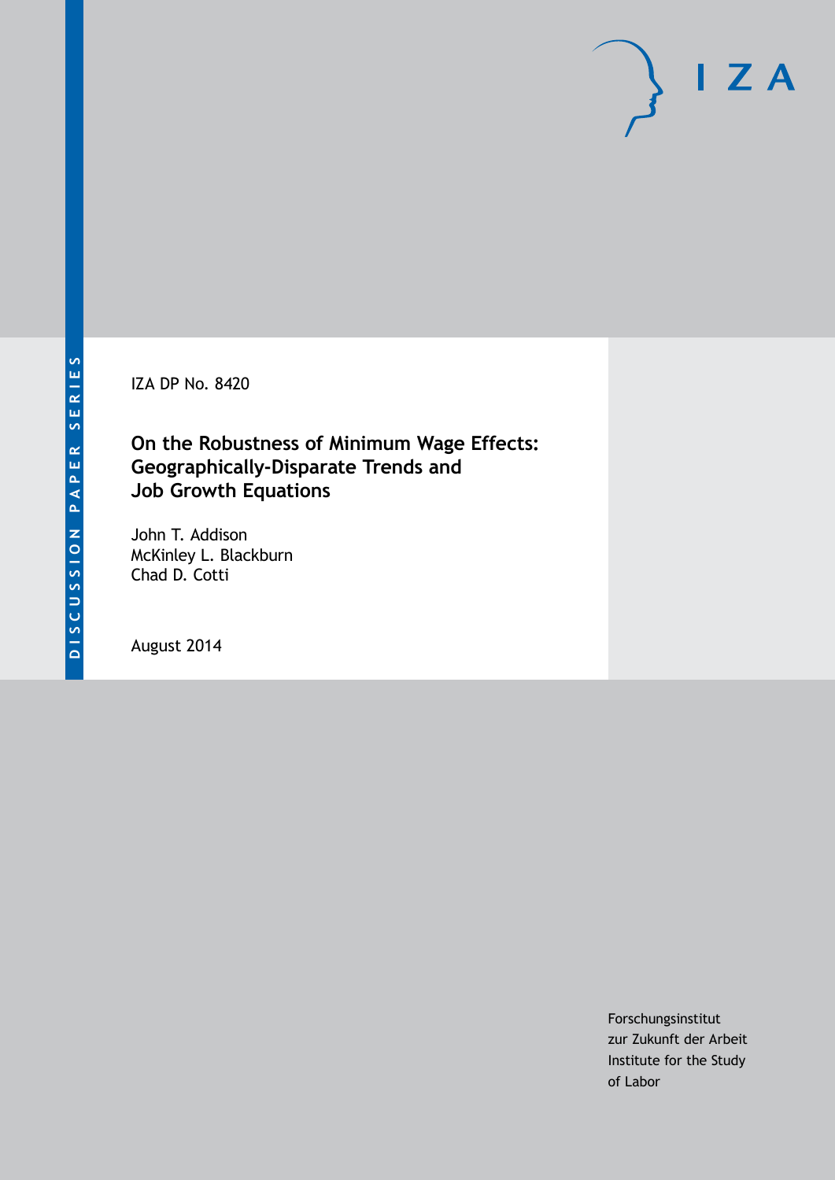DISCUSSION PAPER SERIES

IZA DP No. 8420

# On the Robustness of Minimum Wage Effects: Geographically-Disparate Trends and Job Growth Equations

John T. Addison
McKinley L. Blackburn
Chad D. Cotti

August 2014

Forschungsinstitut
zur Zukunft der Arbeit
Institute for the Study
of Labor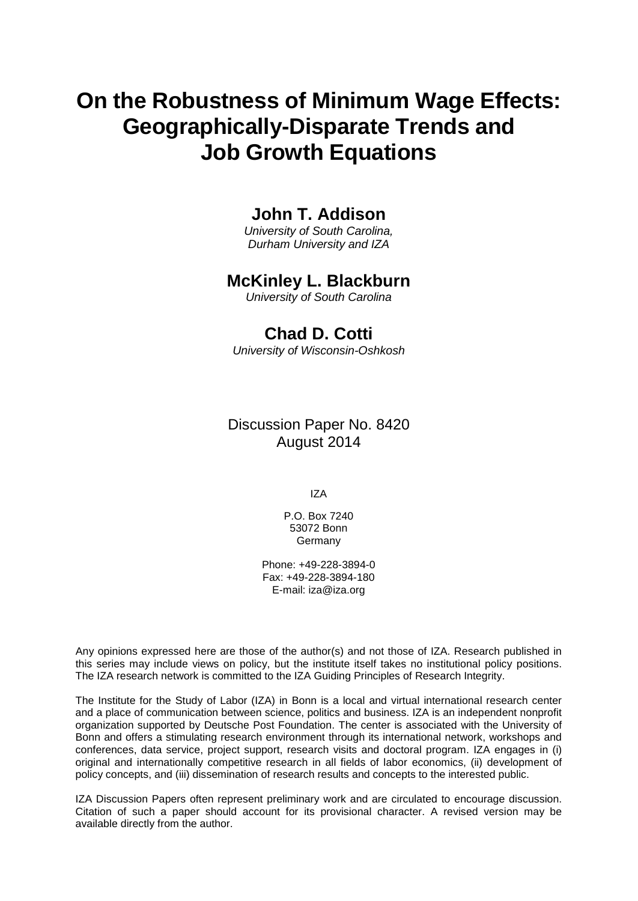# On the Robustness of Minimum Wage Effects: Geographically-Disparate Trends and Job Growth Equations

**John T. Addison**

*University of South Carolina, Durham University and IZA*

**McKinley L. Blackburn**

*University of South Carolina*

**Chad D. Cotti**

*University of Wisconsin-Oshkosh*

Discussion Paper No. 8420
August 2014

IZA

P.O. Box 7240
53072 Bonn
Germany

Phone: +49-228-3894-0
Fax: +49-228-3894-180
E-mail: iza@iza.org

Any opinions expressed here are those of the author(s) and not those of IZA. Research published in this series may include views on policy, but the institute itself takes no institutional policy positions. The IZA research network is committed to the IZA Guiding Principles of Research Integrity.

The Institute for the Study of Labor (IZA) in Bonn is a local and virtual international research center and a place of communication between science, politics and business. IZA is an independent nonprofit organization supported by Deutsche Post Foundation. The center is associated with the University of Bonn and offers a stimulating research environment through its international network, workshops and conferences, data service, project support, research visits and doctoral program. IZA engages in (i) original and internationally competitive research in all fields of labor economics, (ii) development of policy concepts, and (iii) dissemination of research results and concepts to the interested public.

IZA Discussion Papers often represent preliminary work and are circulated to encourage discussion. Citation of such a paper should account for its provisional character. A revised version may be available directly from the author.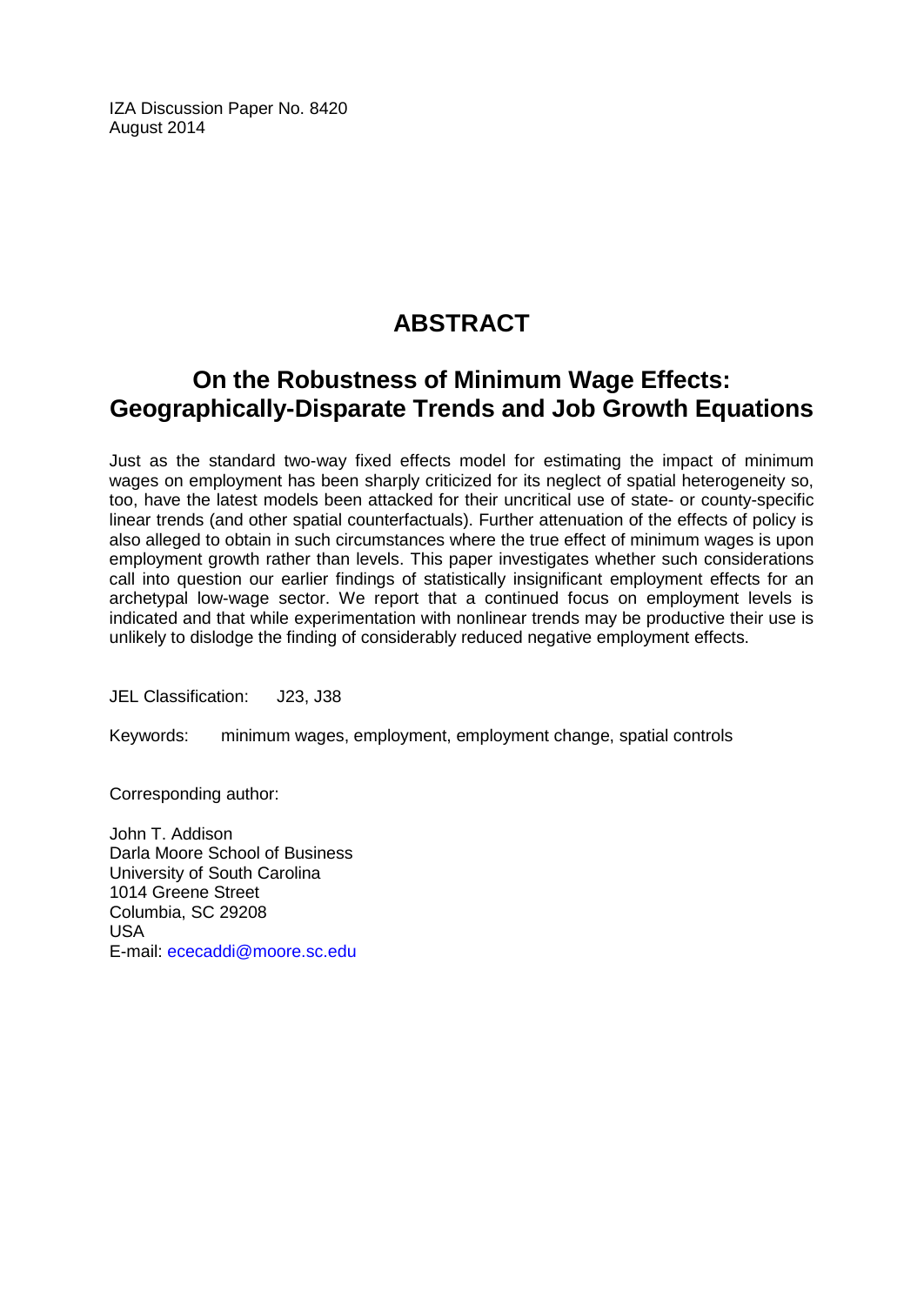IZA Discussion Paper No. 8420
August 2014

# ABSTRACT

## On the Robustness of Minimum Wage Effects: Geographically-Disparate Trends and Job Growth Equations

Just as the standard two-way fixed effects model for estimating the impact of minimum wages on employment has been sharply criticized for its neglect of spatial heterogeneity so, too, have the latest models been attacked for their uncritical use of state- or county-specific linear trends (and other spatial counterfactuals). Further attenuation of the effects of policy is also alleged to obtain in such circumstances where the true effect of minimum wages is upon employment growth rather than levels. This paper investigates whether such considerations call into question our earlier findings of statistically insignificant employment effects for an archetypal low-wage sector. We report that a continued focus on employment levels is indicated and that while experimentation with nonlinear trends may be productive their use is unlikely to dislodge the finding of considerably reduced negative employment effects.

JEL Classification: J23, J38

Keywords: minimum wages, employment, employment change, spatial controls

Corresponding author:

John T. Addison
Darla Moore School of Business
University of South Carolina
1014 Greene Street
Columbia, SC 29208
USA
E-mail: ececaddi@moore.sc.edu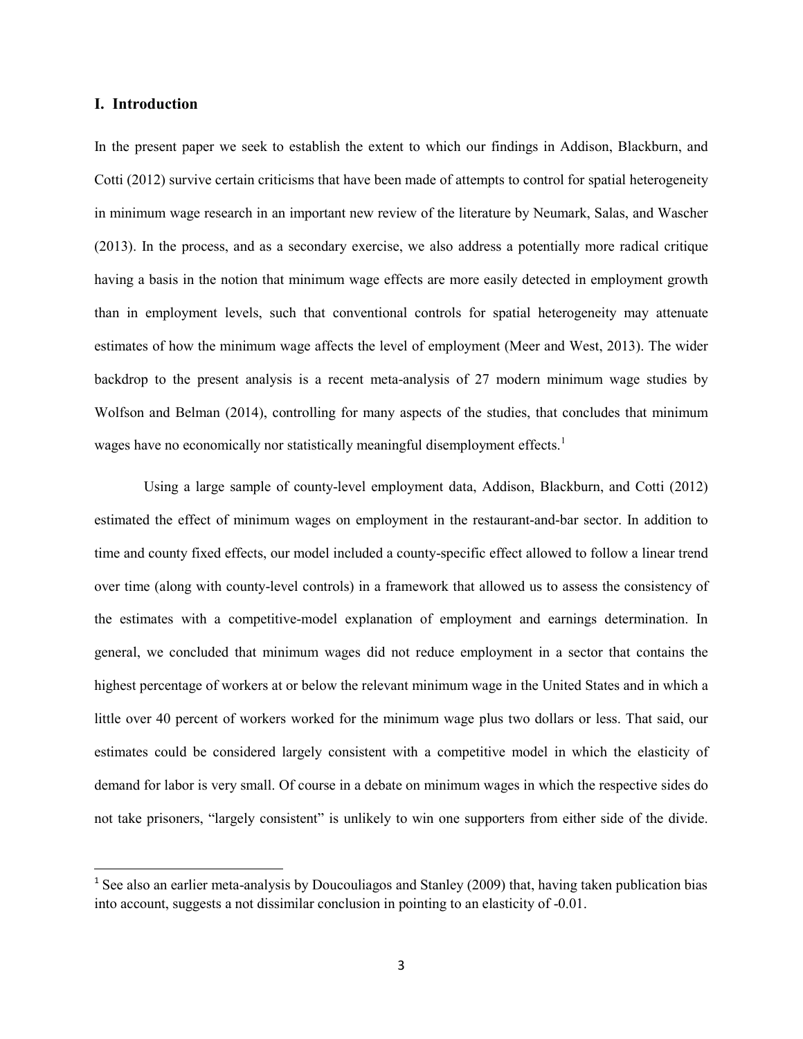## I. Introduction

In the present paper we seek to establish the extent to which our findings in Addison, Blackburn, and Cotti (2012) survive certain criticisms that have been made of attempts to control for spatial heterogeneity in minimum wage research in an important new review of the literature by Neumark, Salas, and Wascher (2013). In the process, and as a secondary exercise, we also address a potentially more radical critique having a basis in the notion that minimum wage effects are more easily detected in employment growth than in employment levels, such that conventional controls for spatial heterogeneity may attenuate estimates of how the minimum wage affects the level of employment (Meer and West, 2013). The wider backdrop to the present analysis is a recent meta-analysis of 27 modern minimum wage studies by Wolfson and Belman (2014), controlling for many aspects of the studies, that concludes that minimum wages have no economically nor statistically meaningful disemployment effects.[1]

Using a large sample of county-level employment data, Addison, Blackburn, and Cotti (2012) estimated the effect of minimum wages on employment in the restaurant-and-bar sector. In addition to time and county fixed effects, our model included a county-specific effect allowed to follow a linear trend over time (along with county-level controls) in a framework that allowed us to assess the consistency of the estimates with a competitive-model explanation of employment and earnings determination. In general, we concluded that minimum wages did not reduce employment in a sector that contains the highest percentage of workers at or below the relevant minimum wage in the United States and in which a little over 40 percent of workers worked for the minimum wage plus two dollars or less. That said, our estimates could be considered largely consistent with a competitive model in which the elasticity of demand for labor is very small. Of course in a debate on minimum wages in which the respective sides do not take prisoners, "largely consistent" is unlikely to win one supporters from either side of the divide.

[1] See also an earlier meta-analysis by Doucouliagos and Stanley (2009) that, having taken publication bias into account, suggests a not dissimilar conclusion in pointing to an elasticity of -0.01.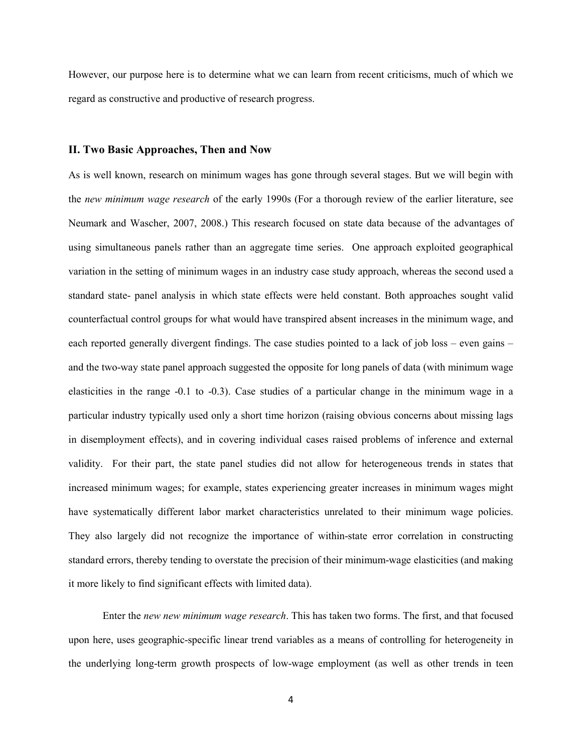However, our purpose here is to determine what we can learn from recent criticisms, much of which we regard as constructive and productive of research progress.

## II. Two Basic Approaches, Then and Now

As is well known, research on minimum wages has gone through several stages. But we will begin with the *new minimum wage research* of the early 1990s (For a thorough review of the earlier literature, see Neumark and Wascher, 2007, 2008.) This research focused on state data because of the advantages of using simultaneous panels rather than an aggregate time series. One approach exploited geographical variation in the setting of minimum wages in an industry case study approach, whereas the second used a standard state- panel analysis in which state effects were held constant. Both approaches sought valid counterfactual control groups for what would have transpired absent increases in the minimum wage, and each reported generally divergent findings. The case studies pointed to a lack of job loss – even gains – and the two-way state panel approach suggested the opposite for long panels of data (with minimum wage elasticities in the range -0.1 to -0.3). Case studies of a particular change in the minimum wage in a particular industry typically used only a short time horizon (raising obvious concerns about missing lags in disemployment effects), and in covering individual cases raised problems of inference and external validity. For their part, the state panel studies did not allow for heterogeneous trends in states that increased minimum wages; for example, states experiencing greater increases in minimum wages might have systematically different labor market characteristics unrelated to their minimum wage policies. They also largely did not recognize the importance of within-state error correlation in constructing standard errors, thereby tending to overstate the precision of their minimum-wage elasticities (and making it more likely to find significant effects with limited data).

Enter the *new new minimum wage research*. This has taken two forms. The first, and that focused upon here, uses geographic-specific linear trend variables as a means of controlling for heterogeneity in the underlying long-term growth prospects of low-wage employment (as well as other trends in teen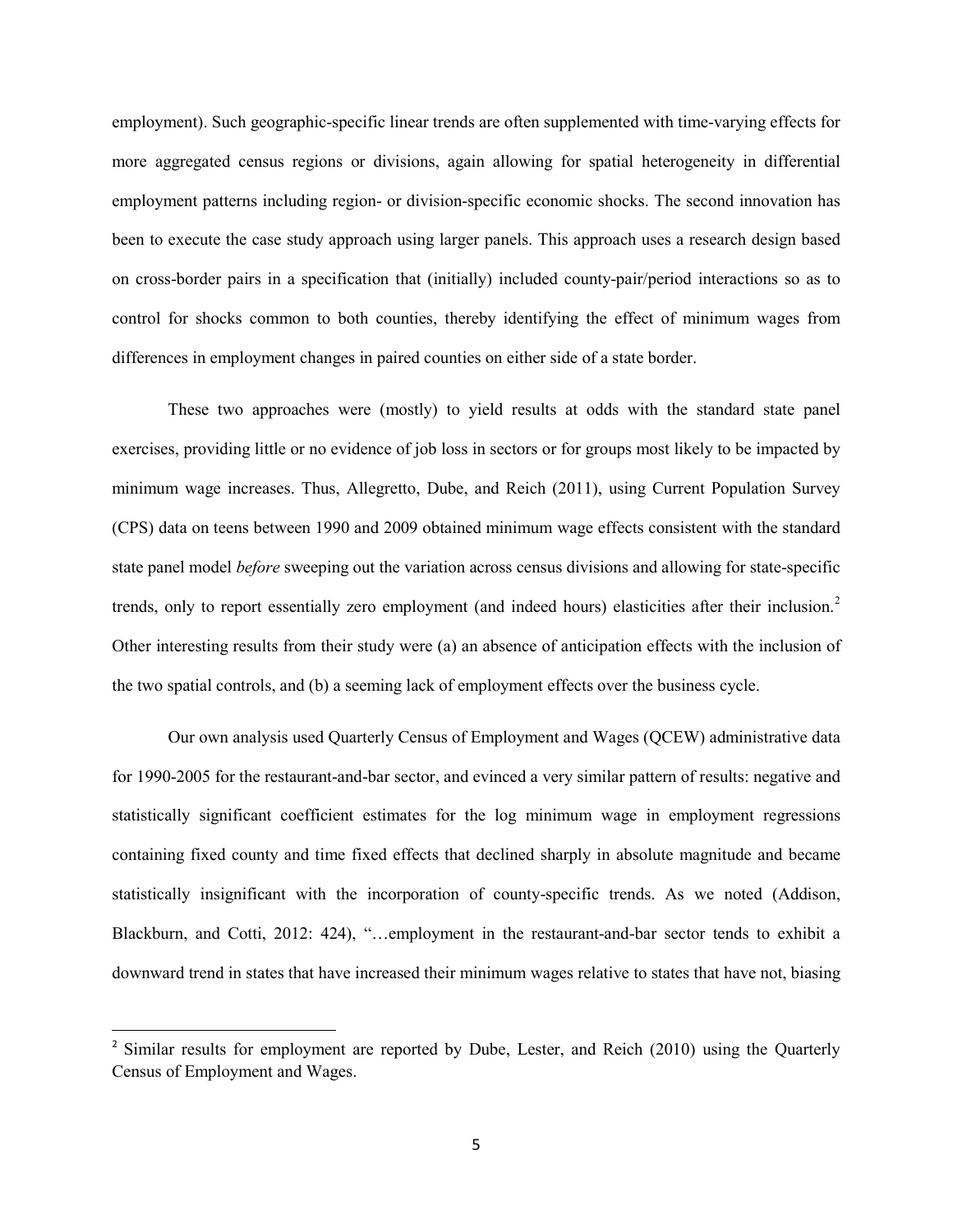employment). Such geographic-specific linear trends are often supplemented with time-varying effects for more aggregated census regions or divisions, again allowing for spatial heterogeneity in differential employment patterns including region- or division-specific economic shocks. The second innovation has been to execute the case study approach using larger panels. This approach uses a research design based on cross-border pairs in a specification that (initially) included county-pair/period interactions so as to control for shocks common to both counties, thereby identifying the effect of minimum wages from differences in employment changes in paired counties on either side of a state border.

These two approaches were (mostly) to yield results at odds with the standard state panel exercises, providing little or no evidence of job loss in sectors or for groups most likely to be impacted by minimum wage increases. Thus, Allegretto, Dube, and Reich (2011), using Current Population Survey (CPS) data on teens between 1990 and 2009 obtained minimum wage effects consistent with the standard state panel model *before* sweeping out the variation across census divisions and allowing for state-specific trends, only to report essentially zero employment (and indeed hours) elasticities after their inclusion.[2] Other interesting results from their study were (a) an absence of anticipation effects with the inclusion of the two spatial controls, and (b) a seeming lack of employment effects over the business cycle.

Our own analysis used Quarterly Census of Employment and Wages (QCEW) administrative data for 1990-2005 for the restaurant-and-bar sector, and evinced a very similar pattern of results: negative and statistically significant coefficient estimates for the log minimum wage in employment regressions containing fixed county and time fixed effects that declined sharply in absolute magnitude and became statistically insignificant with the incorporation of county-specific trends. As we noted (Addison, Blackburn, and Cotti, 2012: 424), "…employment in the restaurant-and-bar sector tends to exhibit a downward trend in states that have increased their minimum wages relative to states that have not, biasing

[2] Similar results for employment are reported by Dube, Lester, and Reich (2010) using the Quarterly Census of Employment and Wages.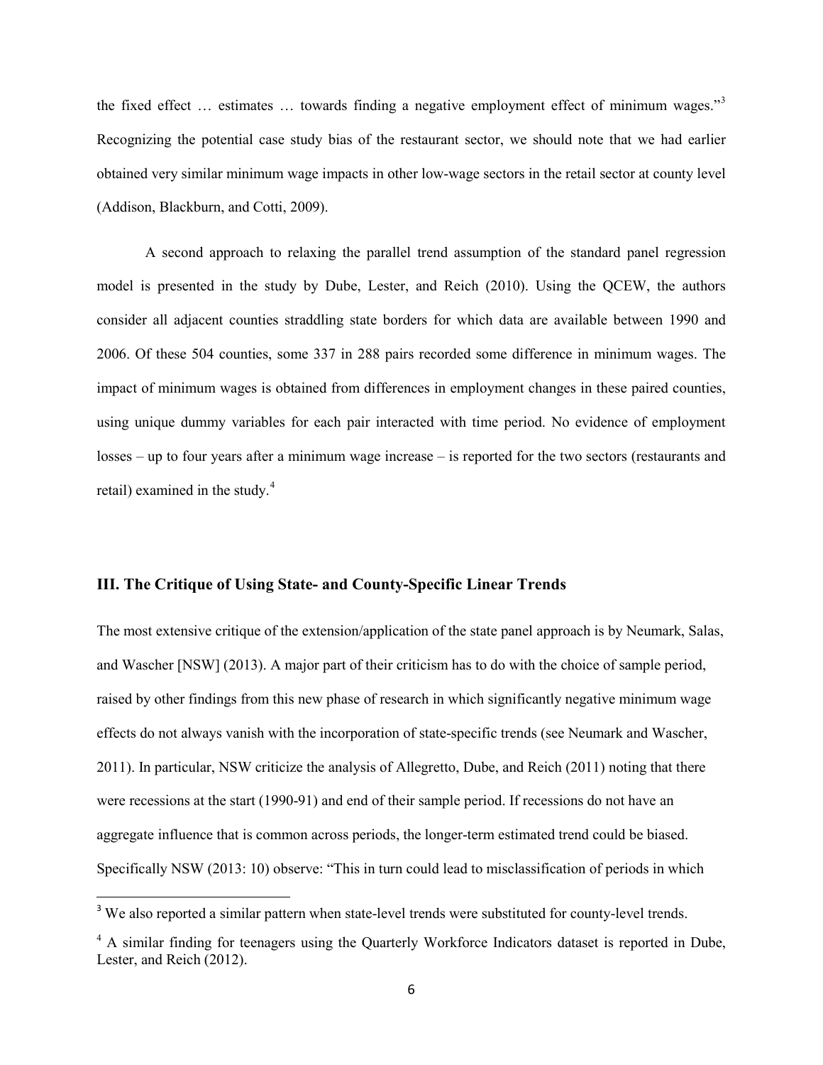the fixed effect … estimates … towards finding a negative employment effect of minimum wages."[3] Recognizing the potential case study bias of the restaurant sector, we should note that we had earlier obtained very similar minimum wage impacts in other low-wage sectors in the retail sector at county level (Addison, Blackburn, and Cotti, 2009).

A second approach to relaxing the parallel trend assumption of the standard panel regression model is presented in the study by Dube, Lester, and Reich (2010). Using the QCEW, the authors consider all adjacent counties straddling state borders for which data are available between 1990 and 2006. Of these 504 counties, some 337 in 288 pairs recorded some difference in minimum wages. The impact of minimum wages is obtained from differences in employment changes in these paired counties, using unique dummy variables for each pair interacted with time period. No evidence of employment losses – up to four years after a minimum wage increase – is reported for the two sectors (restaurants and retail) examined in the study.[4]

## III. The Critique of Using State- and County-Specific Linear Trends

The most extensive critique of the extension/application of the state panel approach is by Neumark, Salas, and Wascher [NSW] (2013). A major part of their criticism has to do with the choice of sample period, raised by other findings from this new phase of research in which significantly negative minimum wage effects do not always vanish with the incorporation of state-specific trends (see Neumark and Wascher, 2011). In particular, NSW criticize the analysis of Allegretto, Dube, and Reich (2011) noting that there were recessions at the start (1990-91) and end of their sample period. If recessions do not have an aggregate influence that is common across periods, the longer-term estimated trend could be biased. Specifically NSW (2013: 10) observe: "This in turn could lead to misclassification of periods in which

[3] We also reported a similar pattern when state-level trends were substituted for county-level trends.

[4] A similar finding for teenagers using the Quarterly Workforce Indicators dataset is reported in Dube, Lester, and Reich (2012).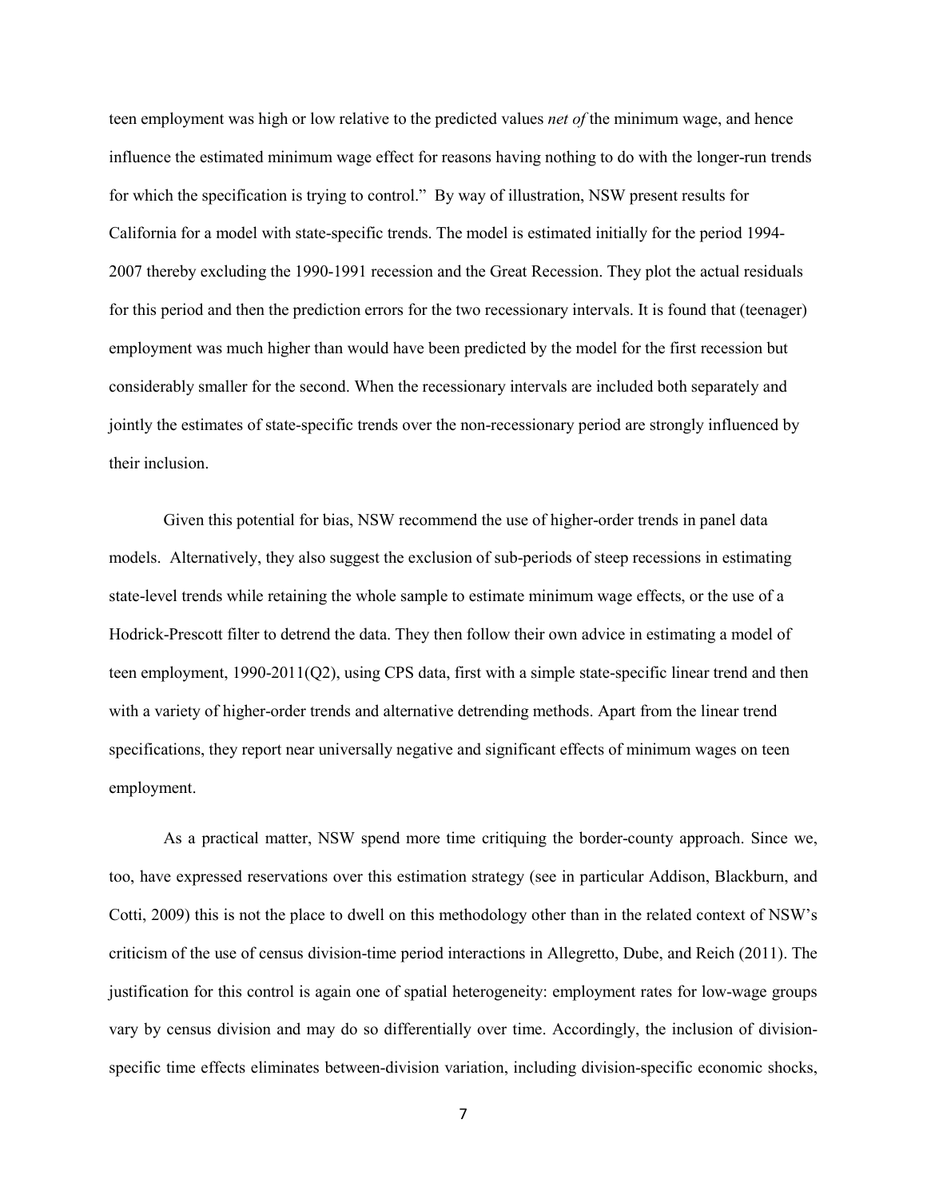teen employment was high or low relative to the predicted values *net of* the minimum wage, and hence influence the estimated minimum wage effect for reasons having nothing to do with the longer-run trends for which the specification is trying to control." By way of illustration, NSW present results for California for a model with state-specific trends. The model is estimated initially for the period 1994-2007 thereby excluding the 1990-1991 recession and the Great Recession. They plot the actual residuals for this period and then the prediction errors for the two recessionary intervals. It is found that (teenager) employment was much higher than would have been predicted by the model for the first recession but considerably smaller for the second. When the recessionary intervals are included both separately and jointly the estimates of state-specific trends over the non-recessionary period are strongly influenced by their inclusion.

Given this potential for bias, NSW recommend the use of higher-order trends in panel data models. Alternatively, they also suggest the exclusion of sub-periods of steep recessions in estimating state-level trends while retaining the whole sample to estimate minimum wage effects, or the use of a Hodrick-Prescott filter to detrend the data. They then follow their own advice in estimating a model of teen employment, 1990-2011(Q2), using CPS data, first with a simple state-specific linear trend and then with a variety of higher-order trends and alternative detrending methods. Apart from the linear trend specifications, they report near universally negative and significant effects of minimum wages on teen employment.

As a practical matter, NSW spend more time critiquing the border-county approach. Since we, too, have expressed reservations over this estimation strategy (see in particular Addison, Blackburn, and Cotti, 2009) this is not the place to dwell on this methodology other than in the related context of NSW's criticism of the use of census division-time period interactions in Allegretto, Dube, and Reich (2011). The justification for this control is again one of spatial heterogeneity: employment rates for low-wage groups vary by census division and may do so differentially over time. Accordingly, the inclusion of division-specific time effects eliminates between-division variation, including division-specific economic shocks,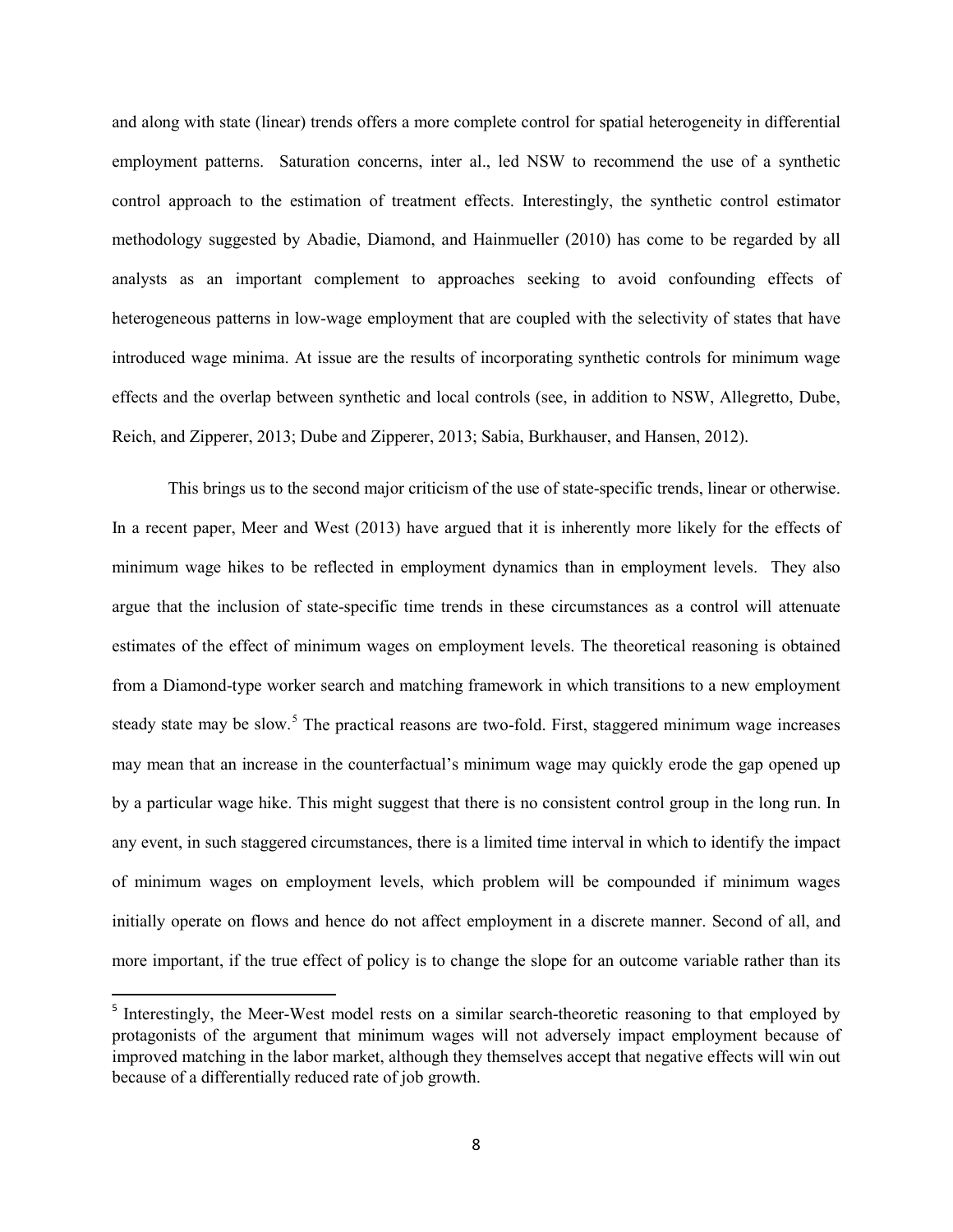and along with state (linear) trends offers a more complete control for spatial heterogeneity in differential employment patterns. Saturation concerns, inter al., led NSW to recommend the use of a synthetic control approach to the estimation of treatment effects. Interestingly, the synthetic control estimator methodology suggested by Abadie, Diamond, and Hainmueller (2010) has come to be regarded by all analysts as an important complement to approaches seeking to avoid confounding effects of heterogeneous patterns in low-wage employment that are coupled with the selectivity of states that have introduced wage minima. At issue are the results of incorporating synthetic controls for minimum wage effects and the overlap between synthetic and local controls (see, in addition to NSW, Allegretto, Dube, Reich, and Zipperer, 2013; Dube and Zipperer, 2013; Sabia, Burkhauser, and Hansen, 2012).

This brings us to the second major criticism of the use of state-specific trends, linear or otherwise. In a recent paper, Meer and West (2013) have argued that it is inherently more likely for the effects of minimum wage hikes to be reflected in employment dynamics than in employment levels. They also argue that the inclusion of state-specific time trends in these circumstances as a control will attenuate estimates of the effect of minimum wages on employment levels. The theoretical reasoning is obtained from a Diamond-type worker search and matching framework in which transitions to a new employment steady state may be slow.[5] The practical reasons are two-fold. First, staggered minimum wage increases may mean that an increase in the counterfactual's minimum wage may quickly erode the gap opened up by a particular wage hike. This might suggest that there is no consistent control group in the long run. In any event, in such staggered circumstances, there is a limited time interval in which to identify the impact of minimum wages on employment levels, which problem will be compounded if minimum wages initially operate on flows and hence do not affect employment in a discrete manner. Second of all, and more important, if the true effect of policy is to change the slope for an outcome variable rather than its

[5] Interestingly, the Meer-West model rests on a similar search-theoretic reasoning to that employed by protagonists of the argument that minimum wages will not adversely impact employment because of improved matching in the labor market, although they themselves accept that negative effects will win out because of a differentially reduced rate of job growth.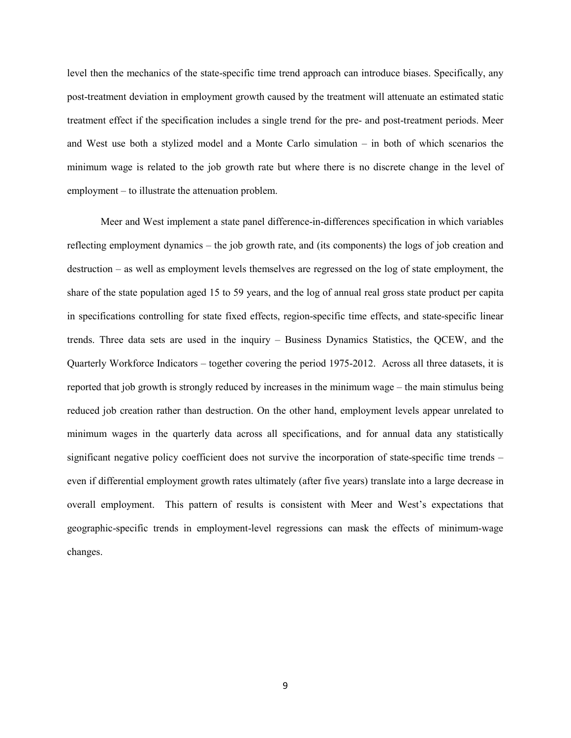level then the mechanics of the state-specific time trend approach can introduce biases. Specifically, any post-treatment deviation in employment growth caused by the treatment will attenuate an estimated static treatment effect if the specification includes a single trend for the pre- and post-treatment periods. Meer and West use both a stylized model and a Monte Carlo simulation – in both of which scenarios the minimum wage is related to the job growth rate but where there is no discrete change in the level of employment – to illustrate the attenuation problem.

Meer and West implement a state panel difference-in-differences specification in which variables reflecting employment dynamics – the job growth rate, and (its components) the logs of job creation and destruction – as well as employment levels themselves are regressed on the log of state employment, the share of the state population aged 15 to 59 years, and the log of annual real gross state product per capita in specifications controlling for state fixed effects, region-specific time effects, and state-specific linear trends. Three data sets are used in the inquiry – Business Dynamics Statistics, the QCEW, and the Quarterly Workforce Indicators – together covering the period 1975-2012. Across all three datasets, it is reported that job growth is strongly reduced by increases in the minimum wage – the main stimulus being reduced job creation rather than destruction. On the other hand, employment levels appear unrelated to minimum wages in the quarterly data across all specifications, and for annual data any statistically significant negative policy coefficient does not survive the incorporation of state-specific time trends – even if differential employment growth rates ultimately (after five years) translate into a large decrease in overall employment. This pattern of results is consistent with Meer and West's expectations that geographic-specific trends in employment-level regressions can mask the effects of minimum-wage changes.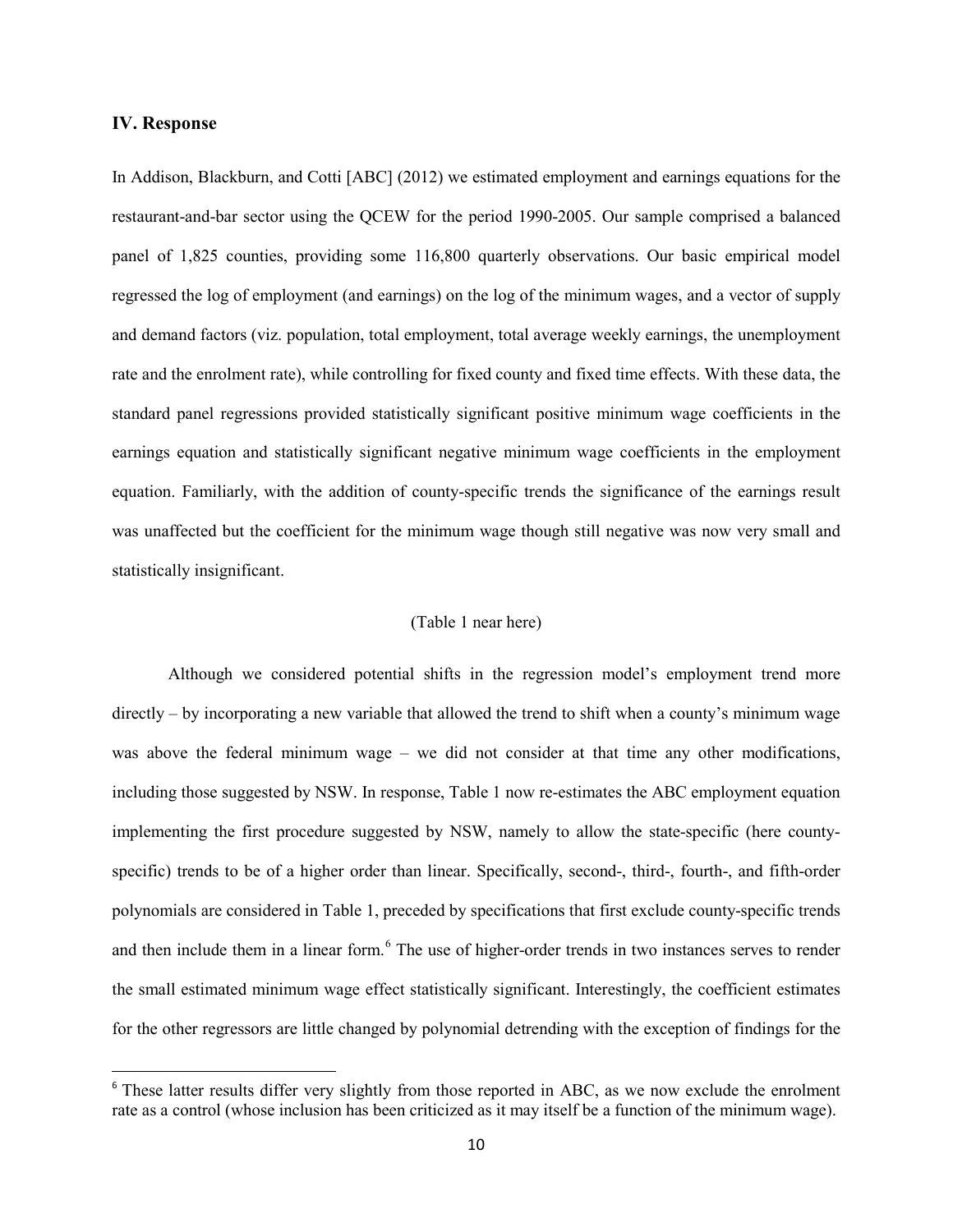### IV. Response

In Addison, Blackburn, and Cotti [ABC] (2012) we estimated employment and earnings equations for the restaurant-and-bar sector using the QCEW for the period 1990-2005. Our sample comprised a balanced panel of 1,825 counties, providing some 116,800 quarterly observations. Our basic empirical model regressed the log of employment (and earnings) on the log of the minimum wages, and a vector of supply and demand factors (viz. population, total employment, total average weekly earnings, the unemployment rate and the enrolment rate), while controlling for fixed county and fixed time effects. With these data, the standard panel regressions provided statistically significant positive minimum wage coefficients in the earnings equation and statistically significant negative minimum wage coefficients in the employment equation. Familiarly, with the addition of county-specific trends the significance of the earnings result was unaffected but the coefficient for the minimum wage though still negative was now very small and statistically insignificant.

(Table 1 near here)

Although we considered potential shifts in the regression model's employment trend more directly – by incorporating a new variable that allowed the trend to shift when a county's minimum wage was above the federal minimum wage – we did not consider at that time any other modifications, including those suggested by NSW. In response, Table 1 now re-estimates the ABC employment equation implementing the first procedure suggested by NSW, namely to allow the state-specific (here county-specific) trends to be of a higher order than linear. Specifically, second-, third-, fourth-, and fifth-order polynomials are considered in Table 1, preceded by specifications that first exclude county-specific trends and then include them in a linear form.[6] The use of higher-order trends in two instances serves to render the small estimated minimum wage effect statistically significant. Interestingly, the coefficient estimates for the other regressors are little changed by polynomial detrending with the exception of findings for the

[6] These latter results differ very slightly from those reported in ABC, as we now exclude the enrolment rate as a control (whose inclusion has been criticized as it may itself be a function of the minimum wage).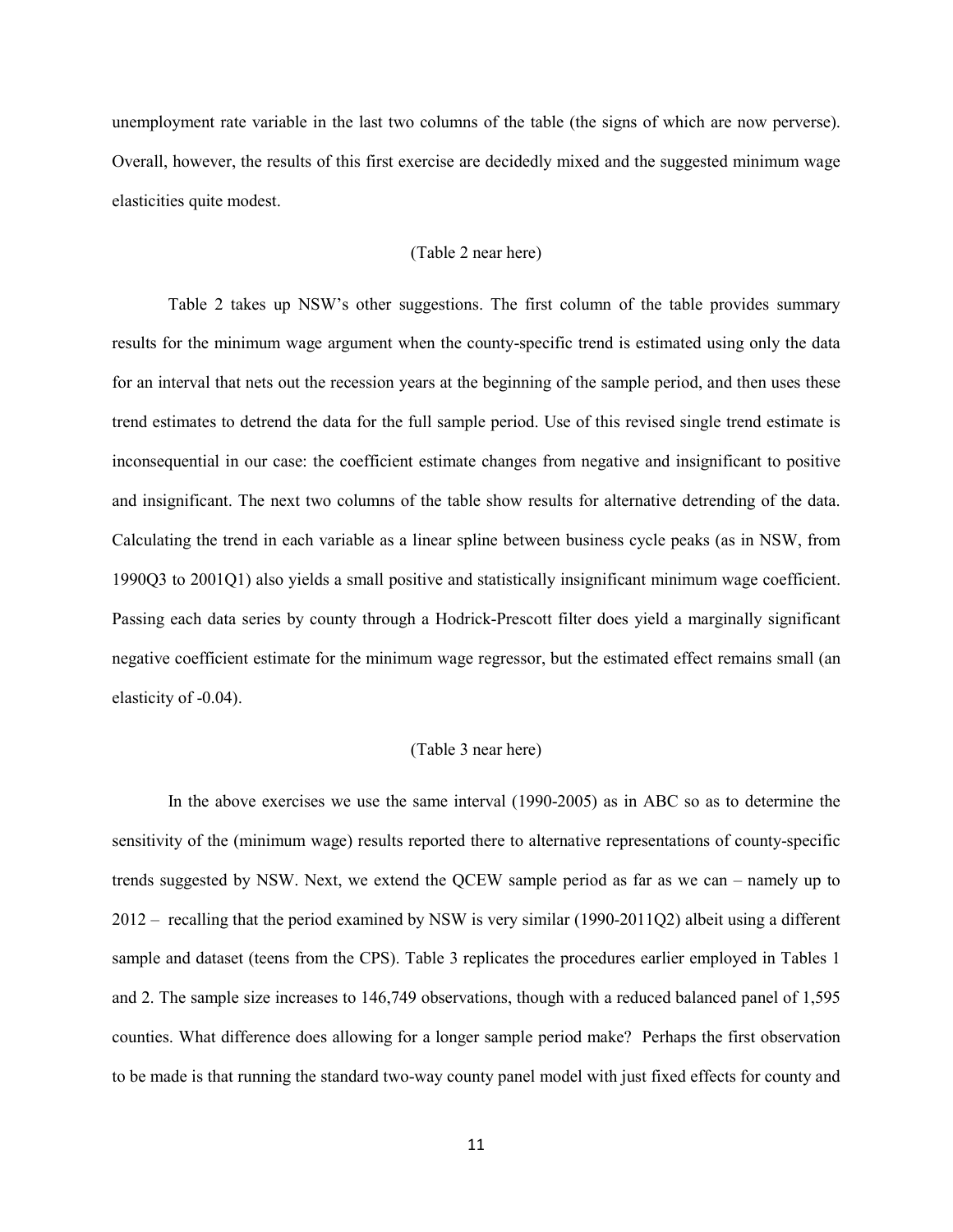unemployment rate variable in the last two columns of the table (the signs of which are now perverse). Overall, however, the results of this first exercise are decidedly mixed and the suggested minimum wage elasticities quite modest.

(Table 2 near here)

Table 2 takes up NSW's other suggestions. The first column of the table provides summary results for the minimum wage argument when the county-specific trend is estimated using only the data for an interval that nets out the recession years at the beginning of the sample period, and then uses these trend estimates to detrend the data for the full sample period. Use of this revised single trend estimate is inconsequential in our case: the coefficient estimate changes from negative and insignificant to positive and insignificant. The next two columns of the table show results for alternative detrending of the data. Calculating the trend in each variable as a linear spline between business cycle peaks (as in NSW, from 1990Q3 to 2001Q1) also yields a small positive and statistically insignificant minimum wage coefficient. Passing each data series by county through a Hodrick-Prescott filter does yield a marginally significant negative coefficient estimate for the minimum wage regressor, but the estimated effect remains small (an elasticity of -0.04).

(Table 3 near here)

In the above exercises we use the same interval (1990-2005) as in ABC so as to determine the sensitivity of the (minimum wage) results reported there to alternative representations of county-specific trends suggested by NSW. Next, we extend the QCEW sample period as far as we can – namely up to 2012 – recalling that the period examined by NSW is very similar (1990-2011Q2) albeit using a different sample and dataset (teens from the CPS). Table 3 replicates the procedures earlier employed in Tables 1 and 2. The sample size increases to 146,749 observations, though with a reduced balanced panel of 1,595 counties. What difference does allowing for a longer sample period make? Perhaps the first observation to be made is that running the standard two-way county panel model with just fixed effects for county and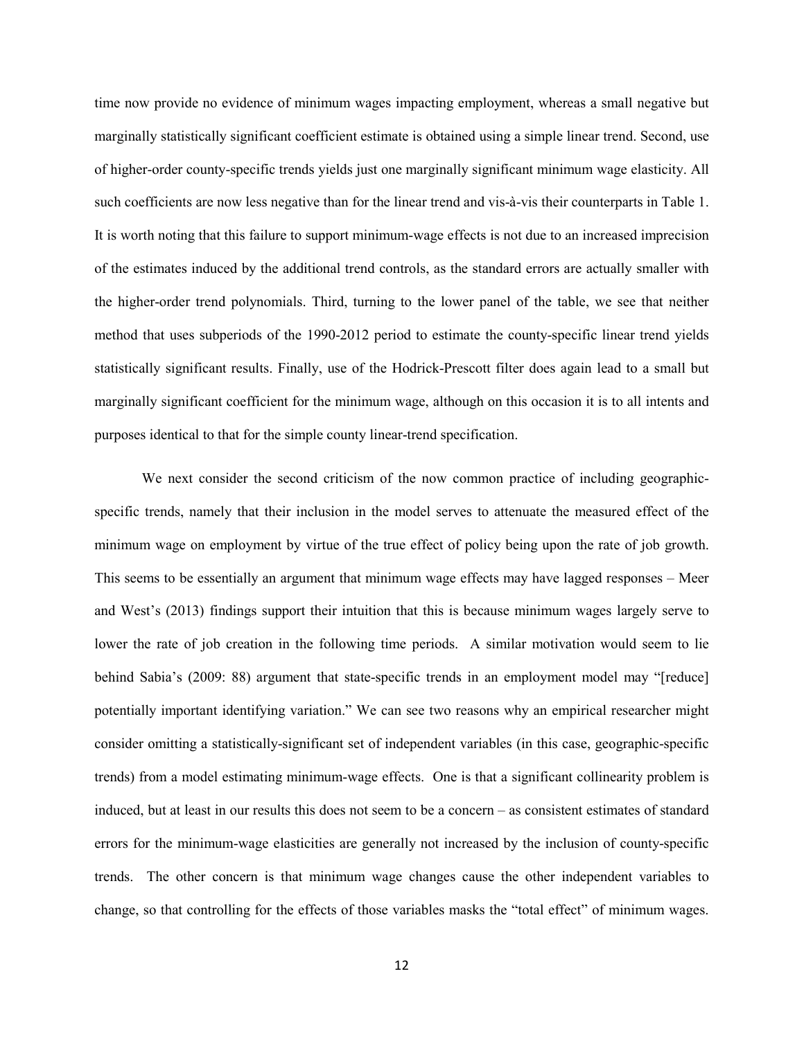time now provide no evidence of minimum wages impacting employment, whereas a small negative but marginally statistically significant coefficient estimate is obtained using a simple linear trend. Second, use of higher-order county-specific trends yields just one marginally significant minimum wage elasticity. All such coefficients are now less negative than for the linear trend and vis-à-vis their counterparts in Table 1. It is worth noting that this failure to support minimum-wage effects is not due to an increased imprecision of the estimates induced by the additional trend controls, as the standard errors are actually smaller with the higher-order trend polynomials. Third, turning to the lower panel of the table, we see that neither method that uses subperiods of the 1990-2012 period to estimate the county-specific linear trend yields statistically significant results. Finally, use of the Hodrick-Prescott filter does again lead to a small but marginally significant coefficient for the minimum wage, although on this occasion it is to all intents and purposes identical to that for the simple county linear-trend specification.

We next consider the second criticism of the now common practice of including geographic-specific trends, namely that their inclusion in the model serves to attenuate the measured effect of the minimum wage on employment by virtue of the true effect of policy being upon the rate of job growth. This seems to be essentially an argument that minimum wage effects may have lagged responses – Meer and West's (2013) findings support their intuition that this is because minimum wages largely serve to lower the rate of job creation in the following time periods. A similar motivation would seem to lie behind Sabia's (2009: 88) argument that state-specific trends in an employment model may "[reduce] potentially important identifying variation." We can see two reasons why an empirical researcher might consider omitting a statistically-significant set of independent variables (in this case, geographic-specific trends) from a model estimating minimum-wage effects. One is that a significant collinearity problem is induced, but at least in our results this does not seem to be a concern – as consistent estimates of standard errors for the minimum-wage elasticities are generally not increased by the inclusion of county-specific trends. The other concern is that minimum wage changes cause the other independent variables to change, so that controlling for the effects of those variables masks the "total effect" of minimum wages.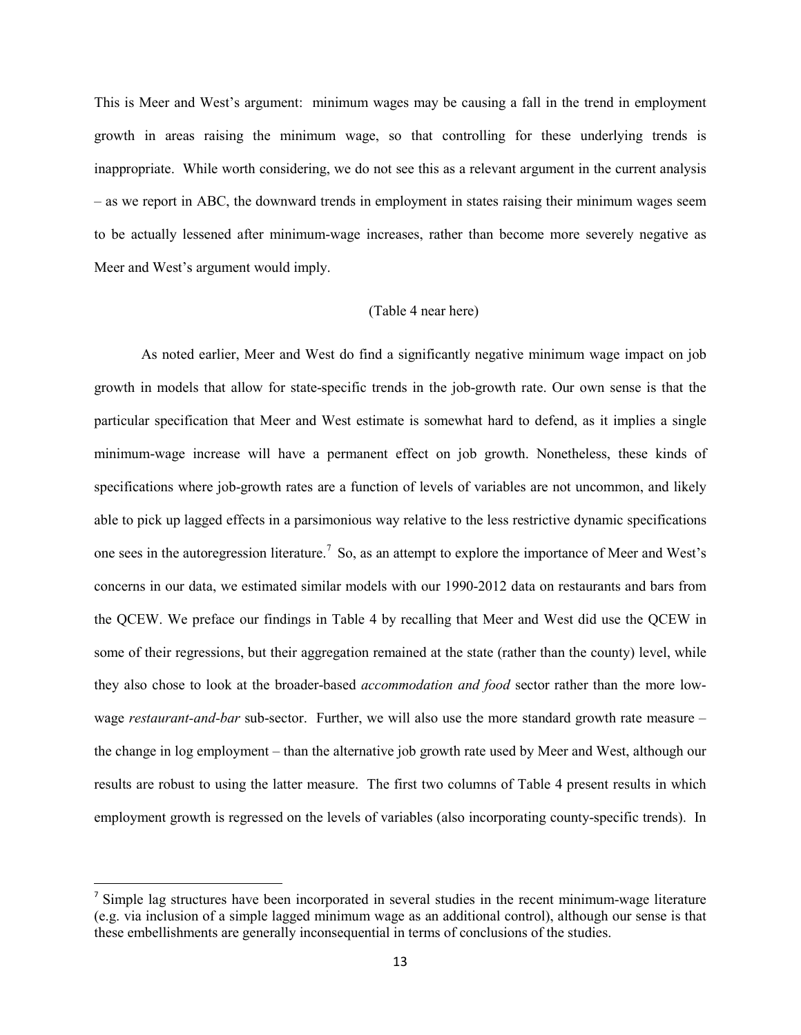This is Meer and West's argument: minimum wages may be causing a fall in the trend in employment growth in areas raising the minimum wage, so that controlling for these underlying trends is inappropriate. While worth considering, we do not see this as a relevant argument in the current analysis – as we report in ABC, the downward trends in employment in states raising their minimum wages seem to be actually lessened after minimum-wage increases, rather than become more severely negative as Meer and West's argument would imply.

(Table 4 near here)

As noted earlier, Meer and West do find a significantly negative minimum wage impact on job growth in models that allow for state-specific trends in the job-growth rate. Our own sense is that the particular specification that Meer and West estimate is somewhat hard to defend, as it implies a single minimum-wage increase will have a permanent effect on job growth. Nonetheless, these kinds of specifications where job-growth rates are a function of levels of variables are not uncommon, and likely able to pick up lagged effects in a parsimonious way relative to the less restrictive dynamic specifications one sees in the autoregression literature.[7] So, as an attempt to explore the importance of Meer and West's concerns in our data, we estimated similar models with our 1990-2012 data on restaurants and bars from the QCEW. We preface our findings in Table 4 by recalling that Meer and West did use the QCEW in some of their regressions, but their aggregation remained at the state (rather than the county) level, while they also chose to look at the broader-based *accommodation and food* sector rather than the more low-wage *restaurant-and-bar* sub-sector. Further, we will also use the more standard growth rate measure – the change in log employment – than the alternative job growth rate used by Meer and West, although our results are robust to using the latter measure. The first two columns of Table 4 present results in which employment growth is regressed on the levels of variables (also incorporating county-specific trends). In

[7] Simple lag structures have been incorporated in several studies in the recent minimum-wage literature (e.g. via inclusion of a simple lagged minimum wage as an additional control), although our sense is that these embellishments are generally inconsequential in terms of conclusions of the studies.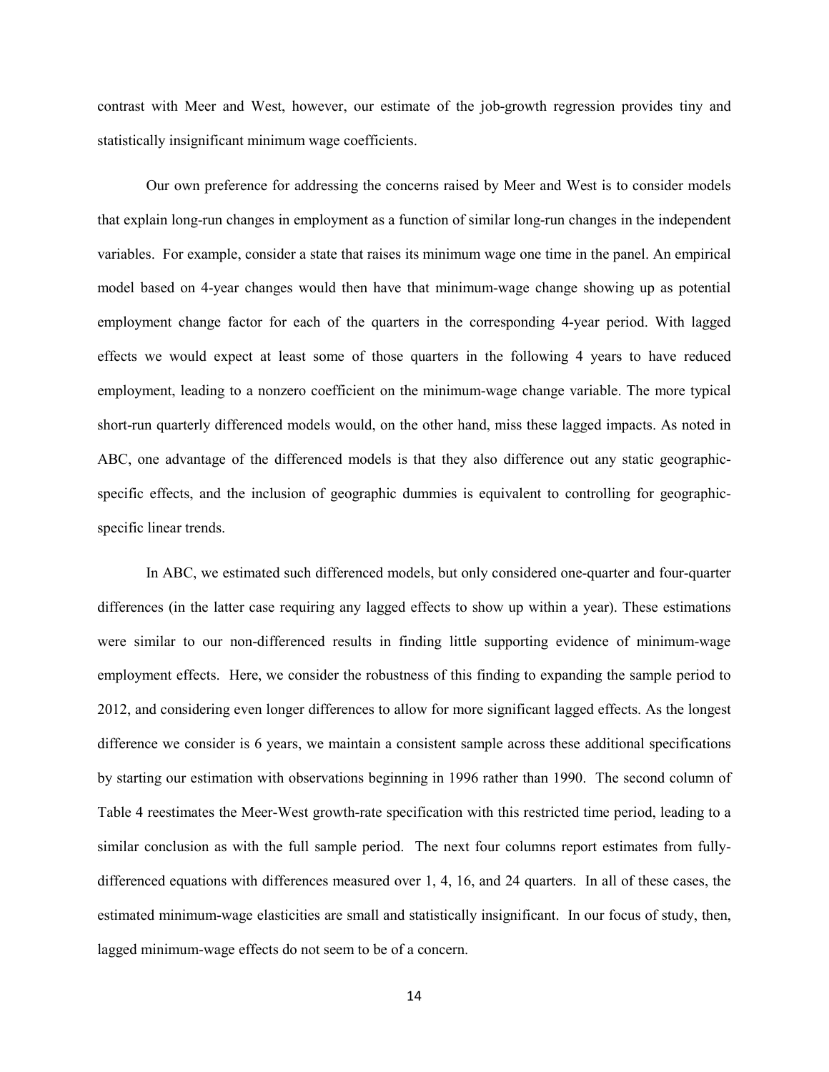contrast with Meer and West, however, our estimate of the job-growth regression provides tiny and statistically insignificant minimum wage coefficients.

Our own preference for addressing the concerns raised by Meer and West is to consider models that explain long-run changes in employment as a function of similar long-run changes in the independent variables. For example, consider a state that raises its minimum wage one time in the panel. An empirical model based on 4-year changes would then have that minimum-wage change showing up as potential employment change factor for each of the quarters in the corresponding 4-year period. With lagged effects we would expect at least some of those quarters in the following 4 years to have reduced employment, leading to a nonzero coefficient on the minimum-wage change variable. The more typical short-run quarterly differenced models would, on the other hand, miss these lagged impacts. As noted in ABC, one advantage of the differenced models is that they also difference out any static geographic-specific effects, and the inclusion of geographic dummies is equivalent to controlling for geographic-specific linear trends.

In ABC, we estimated such differenced models, but only considered one-quarter and four-quarter differences (in the latter case requiring any lagged effects to show up within a year). These estimations were similar to our non-differenced results in finding little supporting evidence of minimum-wage employment effects. Here, we consider the robustness of this finding to expanding the sample period to 2012, and considering even longer differences to allow for more significant lagged effects. As the longest difference we consider is 6 years, we maintain a consistent sample across these additional specifications by starting our estimation with observations beginning in 1996 rather than 1990. The second column of Table 4 reestimates the Meer-West growth-rate specification with this restricted time period, leading to a similar conclusion as with the full sample period. The next four columns report estimates from fully-differenced equations with differences measured over 1, 4, 16, and 24 quarters. In all of these cases, the estimated minimum-wage elasticities are small and statistically insignificant. In our focus of study, then, lagged minimum-wage effects do not seem to be of a concern.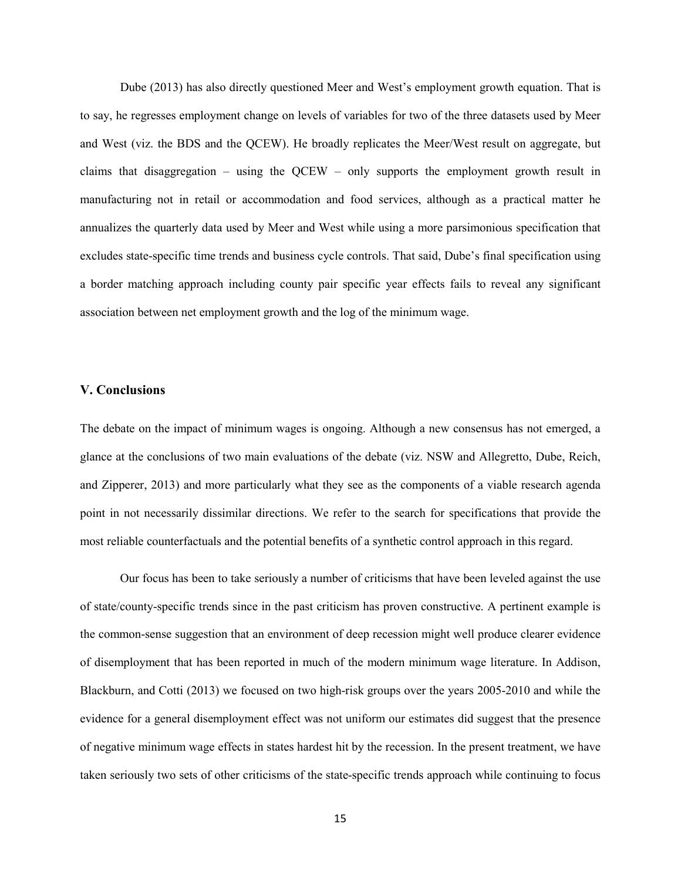Dube (2013) has also directly questioned Meer and West's employment growth equation. That is to say, he regresses employment change on levels of variables for two of the three datasets used by Meer and West (viz. the BDS and the QCEW). He broadly replicates the Meer/West result on aggregate, but claims that disaggregation – using the QCEW – only supports the employment growth result in manufacturing not in retail or accommodation and food services, although as a practical matter he annualizes the quarterly data used by Meer and West while using a more parsimonious specification that excludes state-specific time trends and business cycle controls. That said, Dube's final specification using a border matching approach including county pair specific year effects fails to reveal any significant association between net employment growth and the log of the minimum wage.

## V. Conclusions

The debate on the impact of minimum wages is ongoing. Although a new consensus has not emerged, a glance at the conclusions of two main evaluations of the debate (viz. NSW and Allegretto, Dube, Reich, and Zipperer, 2013) and more particularly what they see as the components of a viable research agenda point in not necessarily dissimilar directions. We refer to the search for specifications that provide the most reliable counterfactuals and the potential benefits of a synthetic control approach in this regard.

Our focus has been to take seriously a number of criticisms that have been leveled against the use of state/county-specific trends since in the past criticism has proven constructive. A pertinent example is the common-sense suggestion that an environment of deep recession might well produce clearer evidence of disemployment that has been reported in much of the modern minimum wage literature. In Addison, Blackburn, and Cotti (2013) we focused on two high-risk groups over the years 2005-2010 and while the evidence for a general disemployment effect was not uniform our estimates did suggest that the presence of negative minimum wage effects in states hardest hit by the recession. In the present treatment, we have taken seriously two sets of other criticisms of the state-specific trends approach while continuing to focus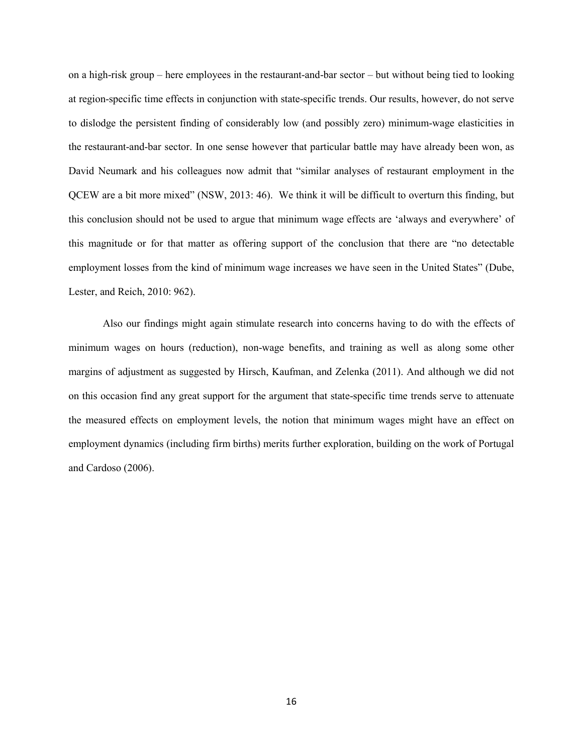on a high-risk group – here employees in the restaurant-and-bar sector – but without being tied to looking at region-specific time effects in conjunction with state-specific trends. Our results, however, do not serve to dislodge the persistent finding of considerably low (and possibly zero) minimum-wage elasticities in the restaurant-and-bar sector. In one sense however that particular battle may have already been won, as David Neumark and his colleagues now admit that "similar analyses of restaurant employment in the QCEW are a bit more mixed" (NSW, 2013: 46). We think it will be difficult to overturn this finding, but this conclusion should not be used to argue that minimum wage effects are 'always and everywhere' of this magnitude or for that matter as offering support of the conclusion that there are "no detectable employment losses from the kind of minimum wage increases we have seen in the United States" (Dube, Lester, and Reich, 2010: 962).

Also our findings might again stimulate research into concerns having to do with the effects of minimum wages on hours (reduction), non-wage benefits, and training as well as along some other margins of adjustment as suggested by Hirsch, Kaufman, and Zelenka (2011). And although we did not on this occasion find any great support for the argument that state-specific time trends serve to attenuate the measured effects on employment levels, the notion that minimum wages might have an effect on employment dynamics (including firm births) merits further exploration, building on the work of Portugal and Cardoso (2006).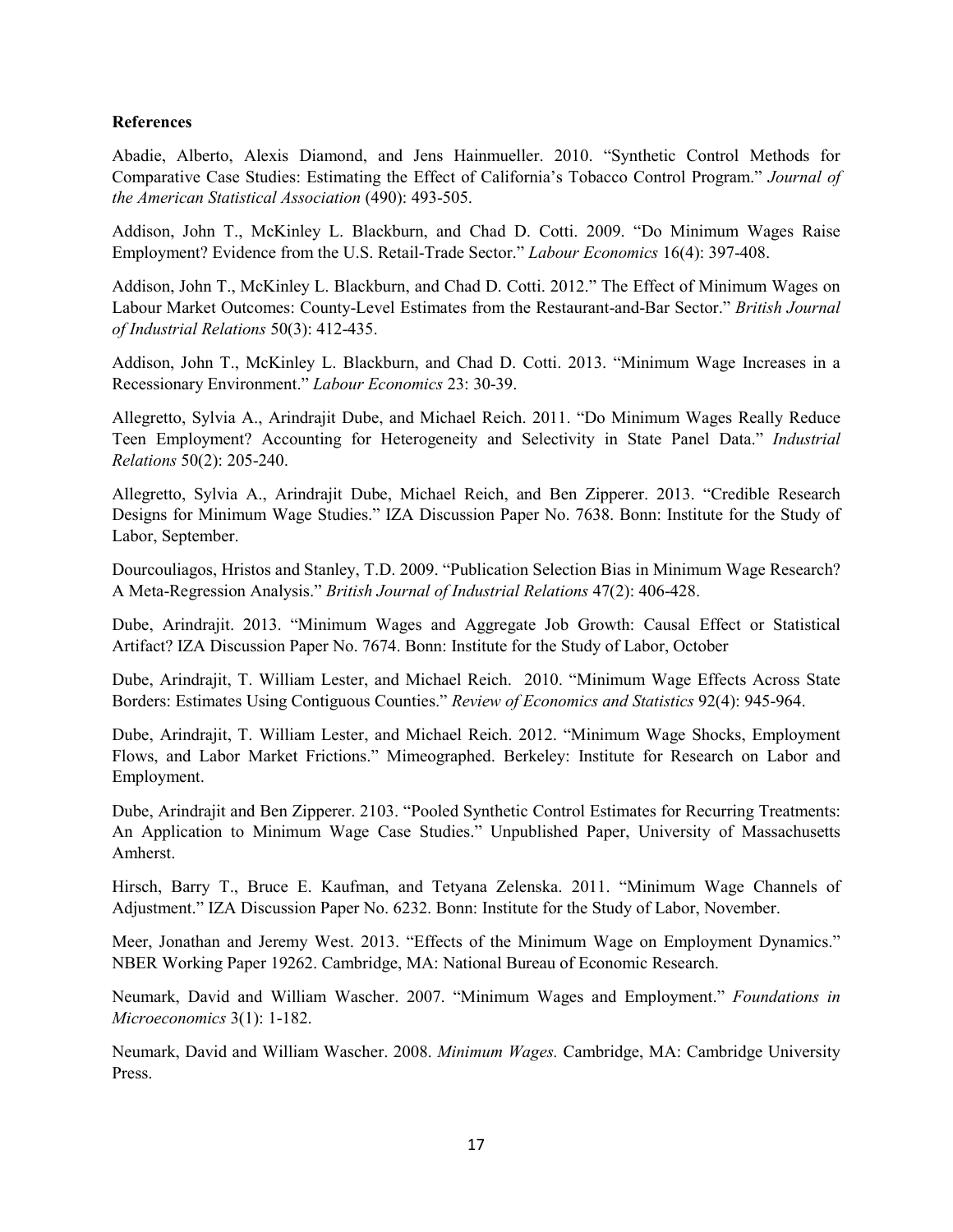**References**

Abadie, Alberto, Alexis Diamond, and Jens Hainmueller. 2010. "Synthetic Control Methods for Comparative Case Studies: Estimating the Effect of California's Tobacco Control Program." *Journal of the American Statistical Association* (490): 493-505.

Addison, John T., McKinley L. Blackburn, and Chad D. Cotti. 2009. "Do Minimum Wages Raise Employment? Evidence from the U.S. Retail-Trade Sector." *Labour Economics* 16(4): 397-408.

Addison, John T., McKinley L. Blackburn, and Chad D. Cotti. 2012." The Effect of Minimum Wages on Labour Market Outcomes: County-Level Estimates from the Restaurant-and-Bar Sector." *British Journal of Industrial Relations* 50(3): 412-435.

Addison, John T., McKinley L. Blackburn, and Chad D. Cotti. 2013. "Minimum Wage Increases in a Recessionary Environment." *Labour Economics* 23: 30-39.

Allegretto, Sylvia A., Arindrajit Dube, and Michael Reich. 2011. "Do Minimum Wages Really Reduce Teen Employment? Accounting for Heterogeneity and Selectivity in State Panel Data." *Industrial Relations* 50(2): 205-240.

Allegretto, Sylvia A., Arindrajit Dube, Michael Reich, and Ben Zipperer. 2013. "Credible Research Designs for Minimum Wage Studies." IZA Discussion Paper No. 7638. Bonn: Institute for the Study of Labor, September.

Dourcouliagos, Hristos and Stanley, T.D. 2009. "Publication Selection Bias in Minimum Wage Research? A Meta-Regression Analysis." *British Journal of Industrial Relations* 47(2): 406-428.

Dube, Arindrajit. 2013. "Minimum Wages and Aggregate Job Growth: Causal Effect or Statistical Artifact? IZA Discussion Paper No. 7674. Bonn: Institute for the Study of Labor, October

Dube, Arindrajit, T. William Lester, and Michael Reich. 2010. "Minimum Wage Effects Across State Borders: Estimates Using Contiguous Counties." *Review of Economics and Statistics* 92(4): 945-964.

Dube, Arindrajit, T. William Lester, and Michael Reich. 2012. "Minimum Wage Shocks, Employment Flows, and Labor Market Frictions." Mimeographed. Berkeley: Institute for Research on Labor and Employment.

Dube, Arindrajit and Ben Zipperer. 2103. "Pooled Synthetic Control Estimates for Recurring Treatments: An Application to Minimum Wage Case Studies." Unpublished Paper, University of Massachusetts Amherst.

Hirsch, Barry T., Bruce E. Kaufman, and Tetyana Zelenska. 2011. "Minimum Wage Channels of Adjustment." IZA Discussion Paper No. 6232. Bonn: Institute for the Study of Labor, November.

Meer, Jonathan and Jeremy West. 2013. "Effects of the Minimum Wage on Employment Dynamics." NBER Working Paper 19262. Cambridge, MA: National Bureau of Economic Research.

Neumark, David and William Wascher. 2007. "Minimum Wages and Employment." *Foundations in Microeconomics* 3(1): 1-182.

Neumark, David and William Wascher. 2008. *Minimum Wages.* Cambridge, MA: Cambridge University Press.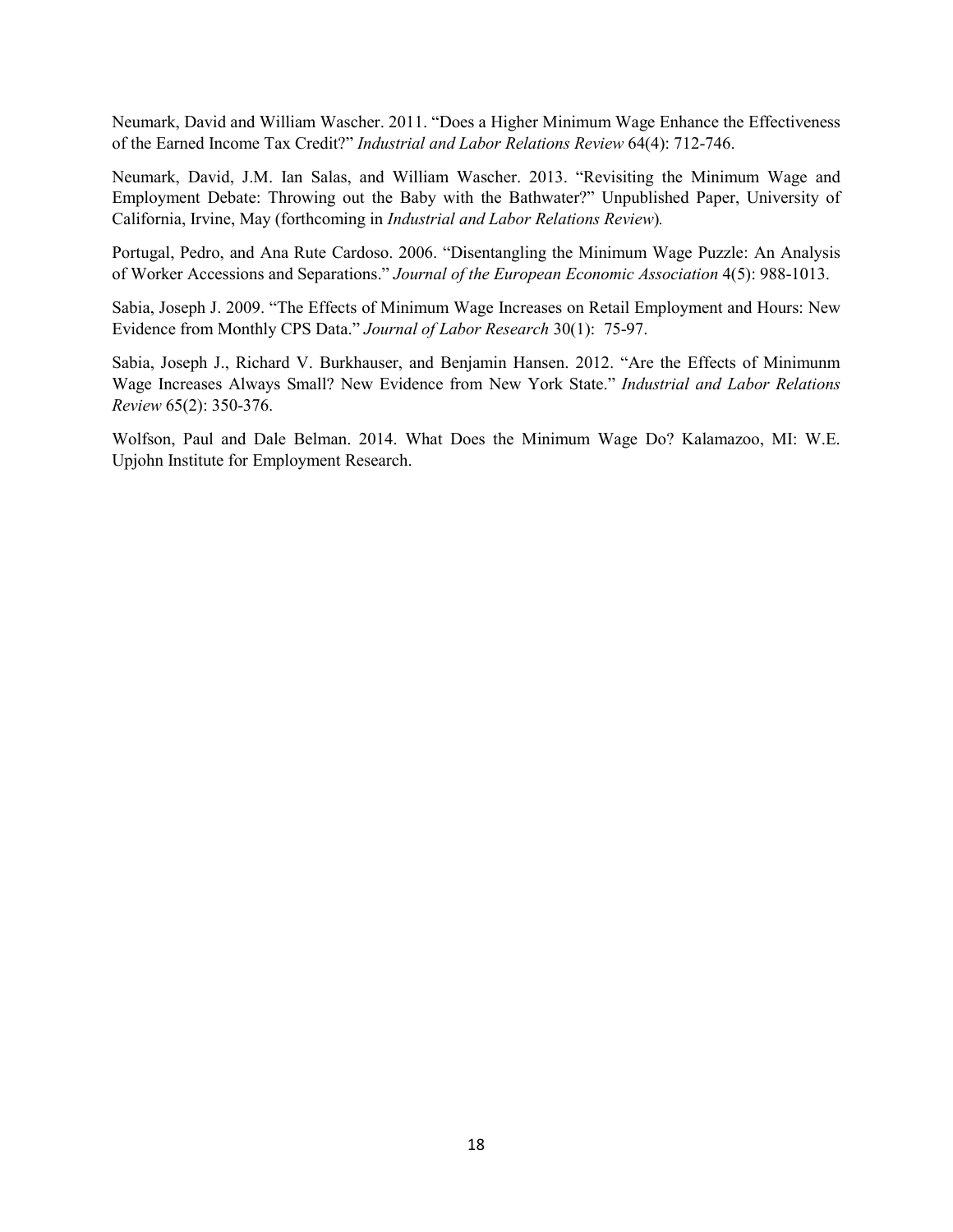Neumark, David and William Wascher. 2011. "Does a Higher Minimum Wage Enhance the Effectiveness of the Earned Income Tax Credit?" *Industrial and Labor Relations Review* 64(4): 712-746.

Neumark, David, J.M. Ian Salas, and William Wascher. 2013. "Revisiting the Minimum Wage and Employment Debate: Throwing out the Baby with the Bathwater?" Unpublished Paper, University of California, Irvine, May (forthcoming in *Industrial and Labor Relations Review*).

Portugal, Pedro, and Ana Rute Cardoso. 2006. "Disentangling the Minimum Wage Puzzle: An Analysis of Worker Accessions and Separations." *Journal of the European Economic Association* 4(5): 988-1013.

Sabia, Joseph J. 2009. "The Effects of Minimum Wage Increases on Retail Employment and Hours: New Evidence from Monthly CPS Data." *Journal of Labor Research* 30(1): 75-97.

Sabia, Joseph J., Richard V. Burkhauser, and Benjamin Hansen. 2012. "Are the Effects of Minimunm Wage Increases Always Small? New Evidence from New York State." *Industrial and Labor Relations Review* 65(2): 350-376.

Wolfson, Paul and Dale Belman. 2014. What Does the Minimum Wage Do? Kalamazoo, MI: W.E. Upjohn Institute for Employment Research.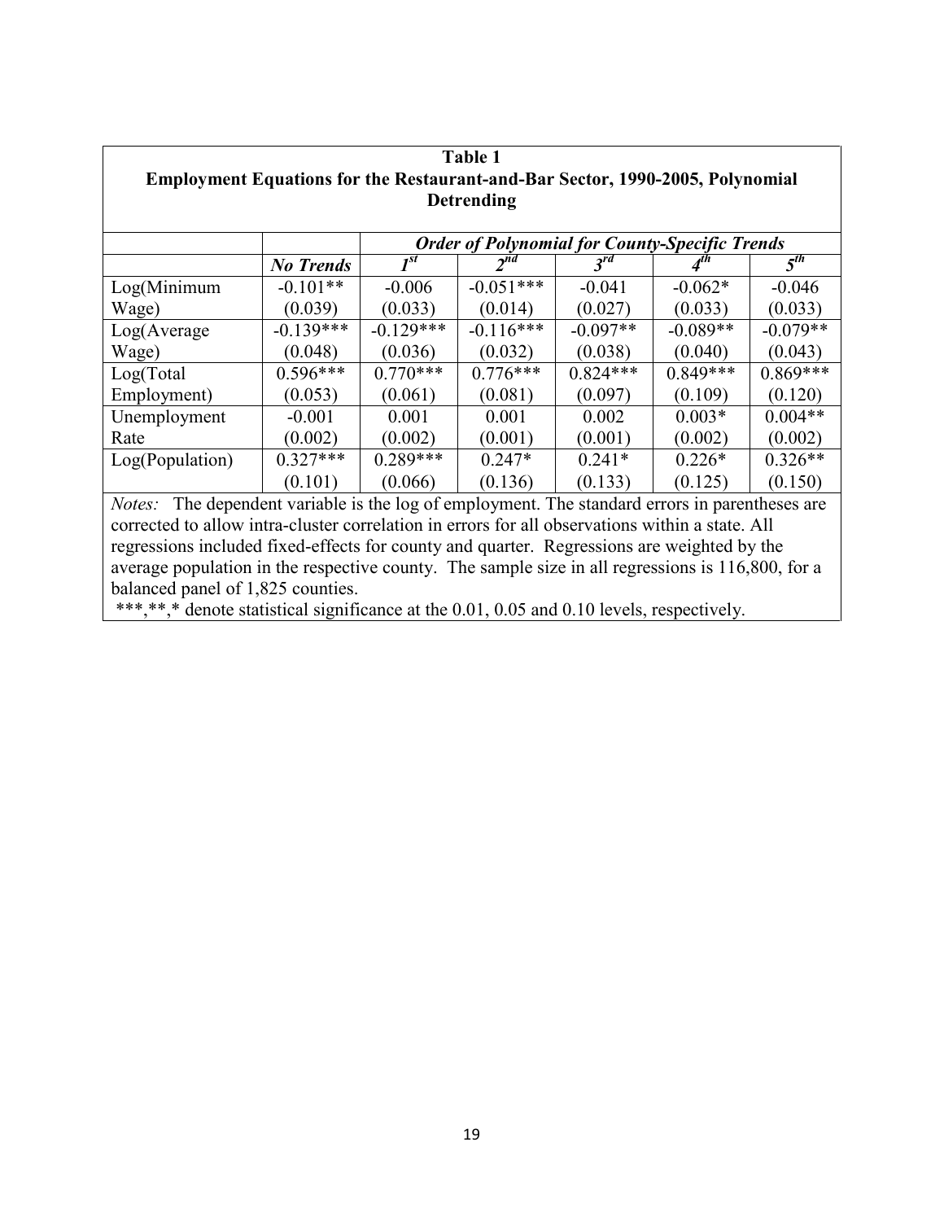**Table 1**
**Employment Equations for the Restaurant-and-Bar Sector, 1990-2005, Polynomial Detrending**

| | | ***Order of Polynomial for County-Specific Trends*** | | | | |
|---|---|---|---|---|---|---|
| | ***No Trends*** | ***1st*** | ***2nd*** | ***3rd*** | ***4th*** | ***5th*** |
| Log(Minimum Wage) | -0.101** | -0.006 | -0.051*** | -0.041 | -0.062* | -0.046 |
| | (0.039) | (0.033) | (0.014) | (0.027) | (0.033) | (0.033) |
| Log(Average Wage) | -0.139*** | -0.129*** | -0.116*** | -0.097** | -0.089** | -0.079** |
| | (0.048) | (0.036) | (0.032) | (0.038) | (0.040) | (0.043) |
| Log(Total Employment) | 0.596*** | 0.770*** | 0.776*** | 0.824*** | 0.849*** | 0.869*** |
| | (0.053) | (0.061) | (0.081) | (0.097) | (0.109) | (0.120) |
| Unemployment Rate | -0.001 | 0.001 | 0.001 | 0.002 | 0.003* | 0.004** |
| | (0.002) | (0.002) | (0.001) | (0.001) | (0.002) | (0.002) |
| Log(Population) | 0.327*** | 0.289*** | 0.247* | 0.241* | 0.226* | 0.326** |
| | (0.101) | (0.066) | (0.136) | (0.133) | (0.125) | (0.150) |

*Notes:* The dependent variable is the log of employment. The standard errors in parentheses are corrected to allow intra-cluster correlation in errors for all observations within a state. All regressions included fixed-effects for county and quarter. Regressions are weighted by the average population in the respective county. The sample size in all regressions is 116,800, for a balanced panel of 1,825 counties.

***,**,* denote statistical significance at the 0.01, 0.05 and 0.10 levels, respectively.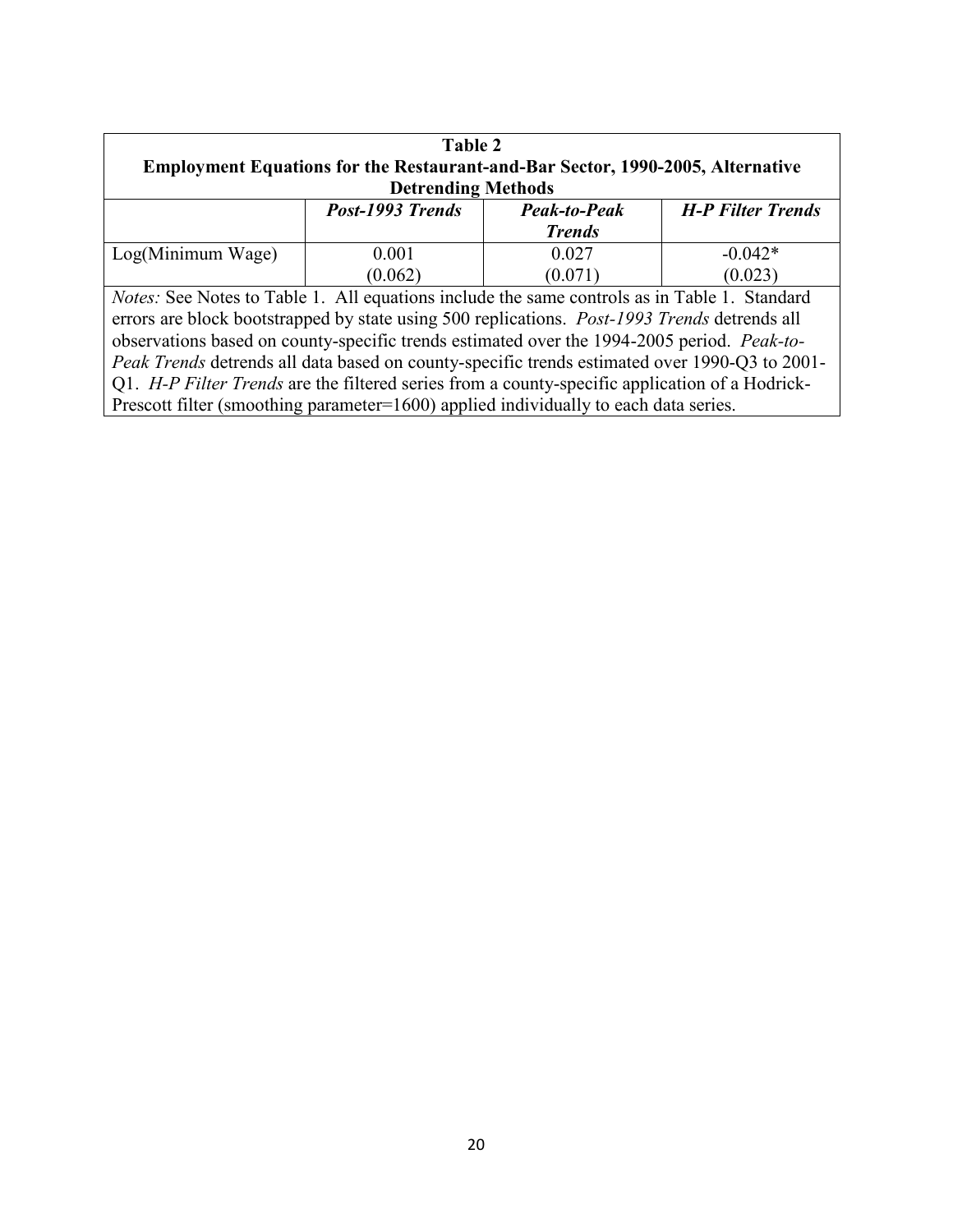**Table 2**
**Employment Equations for the Restaurant-and-Bar Sector, 1990-2005, Alternative Detrending Methods**

| | ***Post-1993 Trends*** | ***Peak-to-Peak Trends*** | ***H-P Filter Trends*** |
|---|---|---|---|
| Log(Minimum Wage) | 0.001 | 0.027 | -0.042* |
| | (0.062) | (0.071) | (0.023) |

*Notes:* See Notes to Table 1. All equations include the same controls as in Table 1. Standard errors are block bootstrapped by state using 500 replications. *Post-1993 Trends* detrends all observations based on county-specific trends estimated over the 1994-2005 period. *Peak-to-Peak Trends* detrends all data based on county-specific trends estimated over 1990-Q3 to 2001-Q1. *H-P Filter Trends* are the filtered series from a county-specific application of a Hodrick-Prescott filter (smoothing parameter=1600) applied individually to each data series.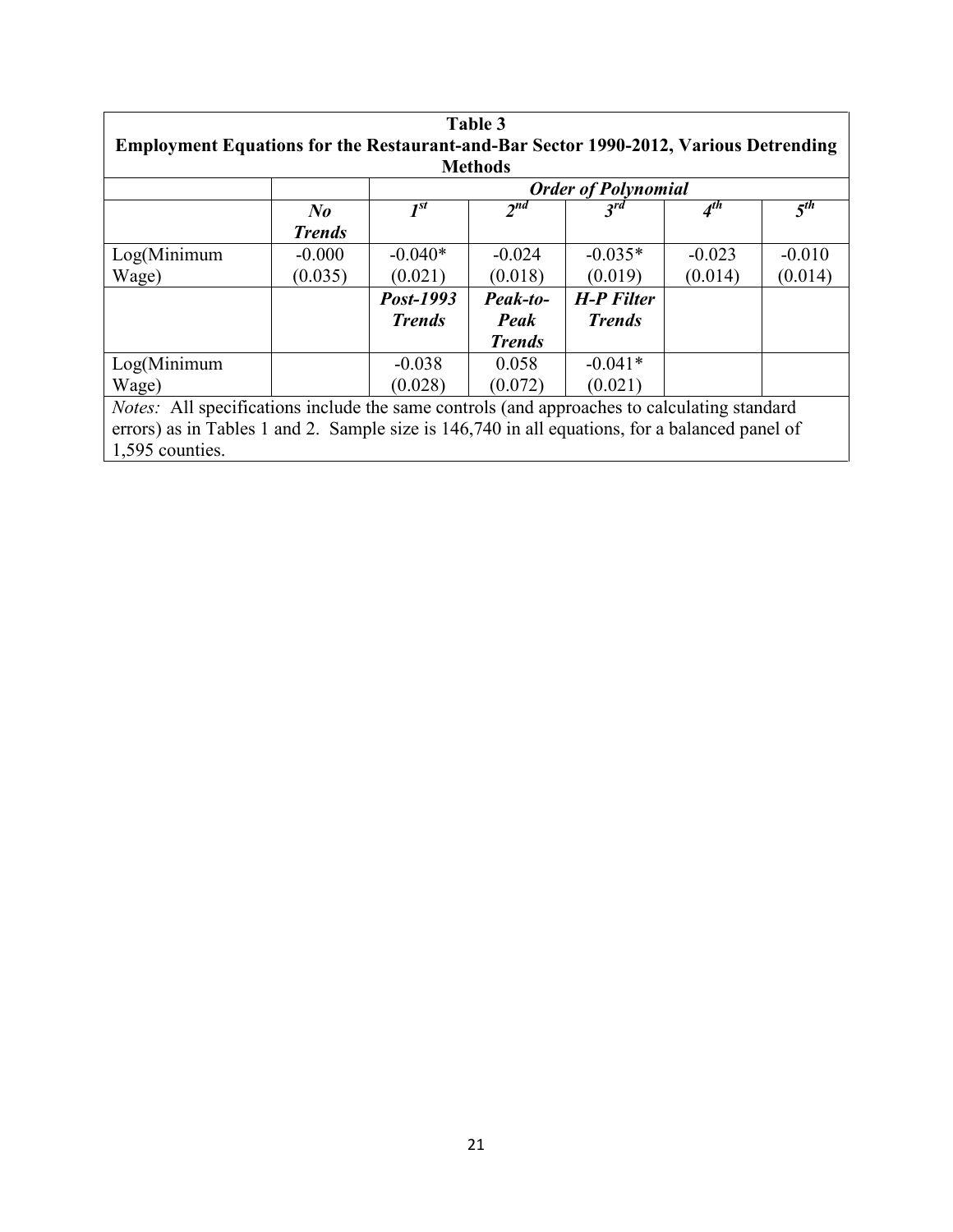**Table 3**
**Employment Equations for the Restaurant-and-Bar Sector 1990-2012, Various Detrending Methods**

| | | ***Order of Polynomial*** | | | | |
|---|---|---|---|---|---|---|
| | ***No Trends*** | ***1st*** | ***2nd*** | ***3rd*** | ***4th*** | ***5th*** |
| Log(Minimum Wage) | -0.000<br>(0.035) | -0.040*<br>(0.021) | -0.024<br>(0.018) | -0.035*<br>(0.019) | -0.023<br>(0.014) | -0.010<br>(0.014) |
| | | ***Post-1993 Trends*** | ***Peak-to-Peak Trends*** | ***H-P Filter Trends*** | | |
| Log(Minimum Wage) | | -0.038<br>(0.028) | 0.058<br>(0.072) | -0.041*<br>(0.021) | | |

*Notes:* All specifications include the same controls (and approaches to calculating standard errors) as in Tables 1 and 2. Sample size is 146,740 in all equations, for a balanced panel of 1,595 counties.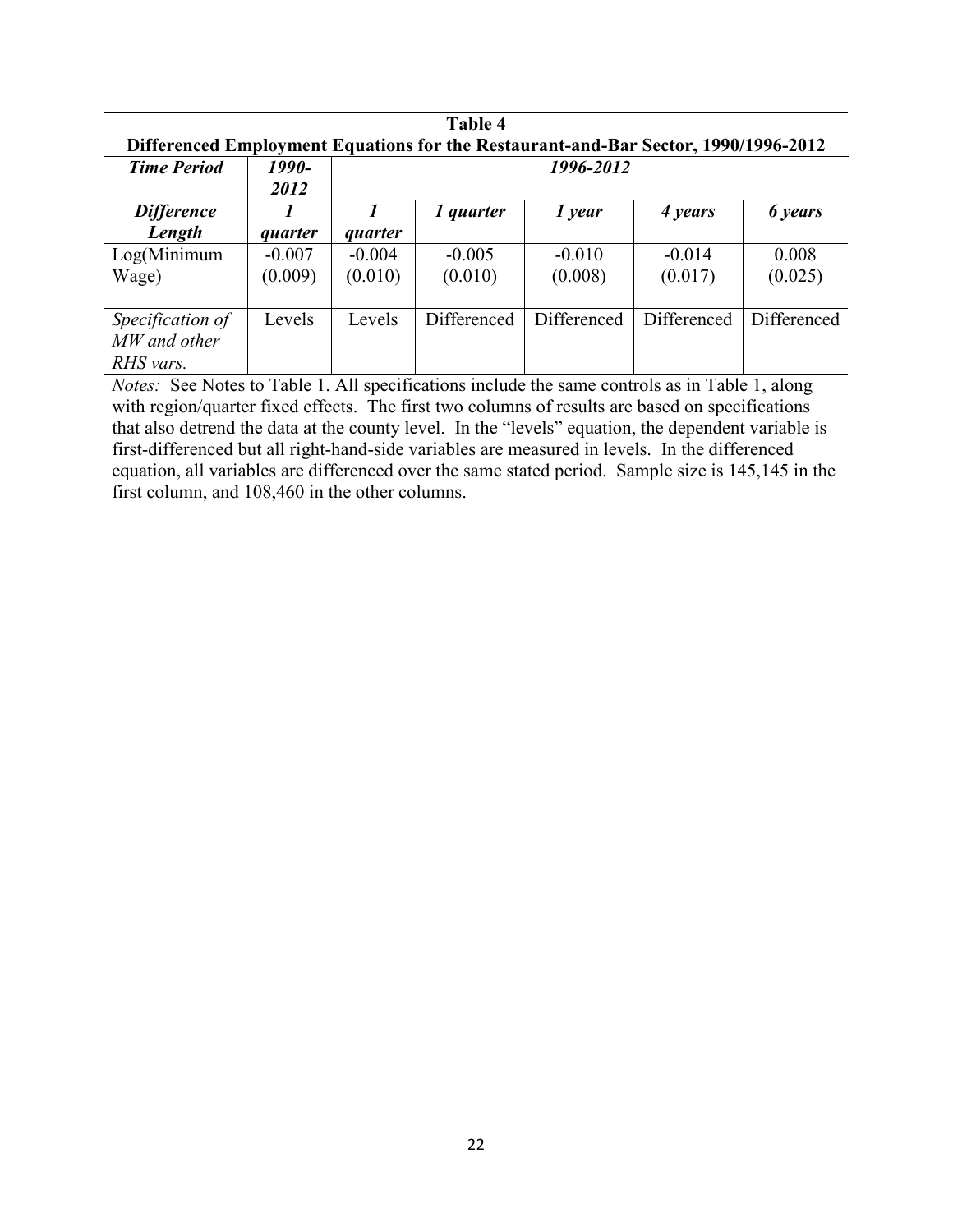**Table 4**
**Differenced Employment Equations for the Restaurant-and-Bar Sector, 1990/1996-2012**

| ***Time Period*** | ***1990-2012*** | ***1996-2012*** | | | | |
|---|---|---|---|---|---|---|
| ***Difference Length*** | ***1 quarter*** | ***1 quarter*** | ***1 quarter*** | ***1 year*** | ***4 years*** | ***6 years*** |
| Log(Minimum Wage) | -0.007 (0.009) | -0.004 (0.010) | -0.005 (0.010) | -0.010 (0.008) | -0.014 (0.017) | 0.008 (0.025) |
| *Specification of MW and other RHS vars.* | Levels | Levels | Differenced | Differenced | Differenced | Differenced |

*Notes:* See Notes to Table 1. All specifications include the same controls as in Table 1, along with region/quarter fixed effects. The first two columns of results are based on specifications that also detrend the data at the county level. In the "levels" equation, the dependent variable is first-differenced but all right-hand-side variables are measured in levels. In the differenced equation, all variables are differenced over the same stated period. Sample size is 145,145 in the first column, and 108,460 in the other columns.